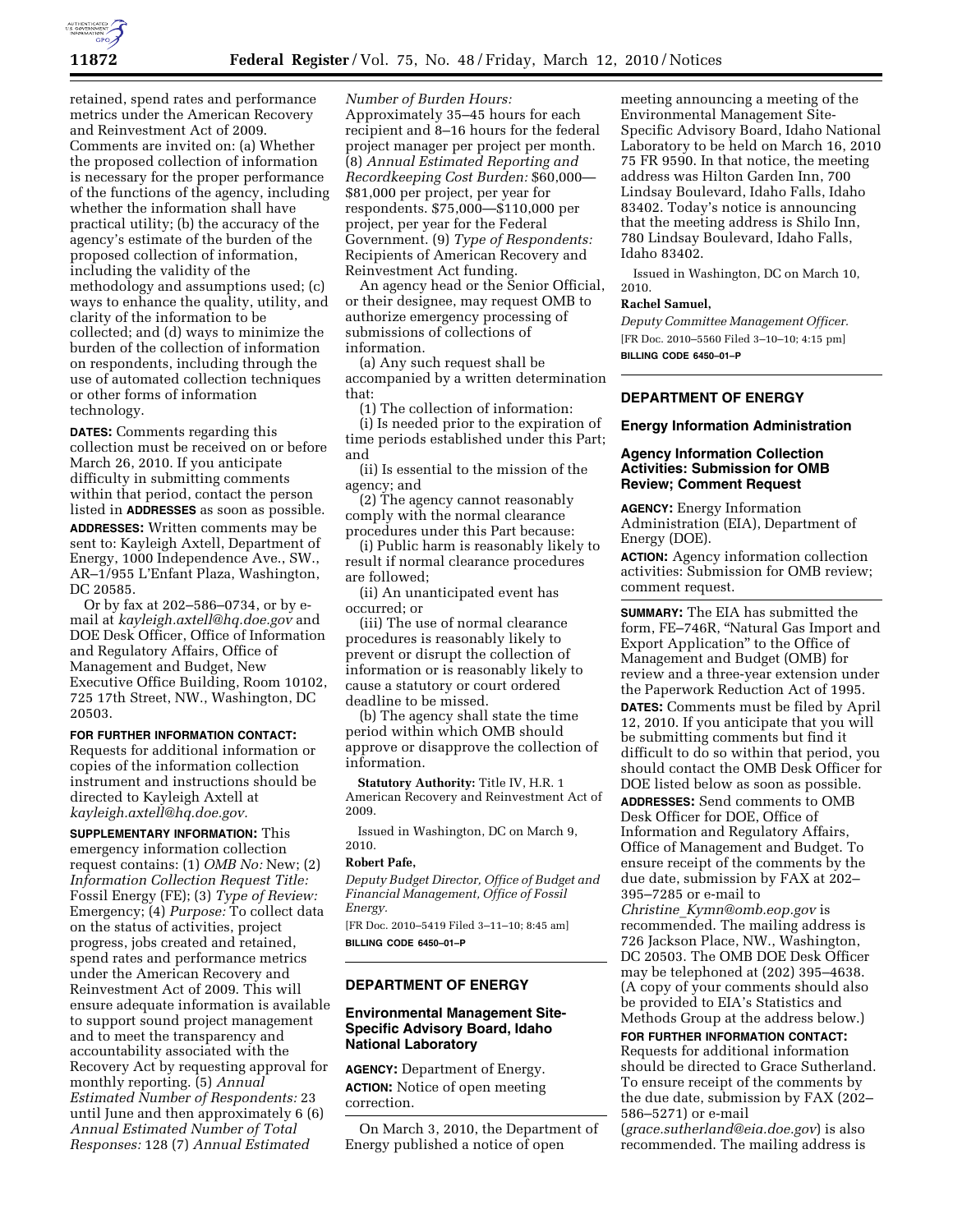retained, spend rates and performance metrics under the American Recovery and Reinvestment Act of 2009. Comments are invited on: (a) Whether the proposed collection of information is necessary for the proper performance of the functions of the agency, including whether the information shall have practical utility; (b) the accuracy of the agency's estimate of the burden of the proposed collection of information, including the validity of the methodology and assumptions used; (c) ways to enhance the quality, utility, and clarity of the information to be collected; and (d) ways to minimize the burden of the collection of information on respondents, including through the use of automated collection techniques or other forms of information technology.

**DATES:** Comments regarding this collection must be received on or before March 26, 2010. If you anticipate difficulty in submitting comments within that period, contact the person listed in **ADDRESSES** as soon as possible.

**ADDRESSES:** Written comments may be sent to: Kayleigh Axtell, Department of Energy, 1000 Independence Ave., SW., AR–1/955 L'Enfant Plaza, Washington, DC 20585.

Or by fax at 202–586–0734, or by e-mail at *kayleigh.axtell@hq.doe.gov* and DOE Desk Officer, Office of Information and Regulatory Affairs, Office of Management and Budget, New Executive Office Building, Room 10102, 725 17th Street, NW., Washington, DC 20503.

**FOR FURTHER INFORMATION CONTACT:** Requests for additional information or copies of the information collection instrument and instructions should be directed to Kayleigh Axtell at *kayleigh.axtell@hq.doe.gov.*

**SUPPLEMENTARY INFORMATION:** This emergency information collection request contains: (1) *OMB No:* New; (2) *Information Collection Request Title:* Fossil Energy (FE); (3) *Type of Review:* Emergency; (4) *Purpose:* To collect data on the status of activities, project progress, jobs created and retained, spend rates and performance metrics under the American Recovery and Reinvestment Act of 2009. This will ensure adequate information is available to support sound project management and to meet the transparency and accountability associated with the Recovery Act by requesting approval for monthly reporting. (5) *Annual Estimated Number of Respondents:* 23 until June and then approximately 6 (6) *Annual Estimated Number of Total Responses:* 128 (7) *Annual Estimated Number of Burden Hours:* Approximately 35–45 hours for each recipient and 8–16 hours for the federal project manager per project per month. (8) *Annual Estimated Reporting and Recordkeeping Cost Burden:* $60,000—$81,000 per project, per year for respondents. $75,000—$110,000 per project, per year for the Federal Government. (9) *Type of Respondents:* Recipients of American Recovery and Reinvestment Act funding.

An agency head or the Senior Official, or their designee, may request OMB to authorize emergency processing of submissions of collections of information.

(a) Any such request shall be accompanied by a written determination that:

(1) The collection of information:

(i) Is needed prior to the expiration of time periods established under this Part; and

(ii) Is essential to the mission of the agency; and

(2) The agency cannot reasonably comply with the normal clearance procedures under this Part because:

(i) Public harm is reasonably likely to result if normal clearance procedures are followed;

(ii) An unanticipated event has occurred; or

(iii) The use of normal clearance procedures is reasonably likely to prevent or disrupt the collection of information or is reasonably likely to cause a statutory or court ordered deadline to be missed.

(b) The agency shall state the time period within which OMB should approve or disapprove the collection of information.

**Statutory Authority:** Title IV, H.R. 1 American Recovery and Reinvestment Act of 2009.

Issued in Washington, DC on March 9, 2010.

**Robert Pafe,**

*Deputy Budget Director, Office of Budget and Financial Management, Office of Fossil Energy.*

[FR Doc. 2010–5419 Filed 3–11–10; 8:45 am]

**BILLING CODE 6450–01–P**

## DEPARTMENT OF ENERGY

### Environmental Management Site-Specific Advisory Board, Idaho National Laboratory

**AGENCY:** Department of Energy.

**ACTION:** Notice of open meeting correction.

On March 3, 2010, the Department of Energy published a notice of open meeting announcing a meeting of the Environmental Management Site-Specific Advisory Board, Idaho National Laboratory to be held on March 16, 2010 75 FR 9590. In that notice, the meeting address was Hilton Garden Inn, 700 Lindsay Boulevard, Idaho Falls, Idaho 83402. Today's notice is announcing that the meeting address is Shilo Inn, 780 Lindsay Boulevard, Idaho Falls, Idaho 83402.

Issued in Washington, DC on March 10, 2010.

**Rachel Samuel,**

*Deputy Committee Management Officer.*

[FR Doc. 2010–5560 Filed 3–10–10; 4:15 pm]

**BILLING CODE 6450–01–P**

## DEPARTMENT OF ENERGY

### Energy Information Administration

### Agency Information Collection Activities: Submission for OMB Review; Comment Request

**AGENCY:** Energy Information Administration (EIA), Department of Energy (DOE).

**ACTION:** Agency information collection activities: Submission for OMB review; comment request.

**SUMMARY:** The EIA has submitted the form, FE–746R, "Natural Gas Import and Export Application" to the Office of Management and Budget (OMB) for review and a three-year extension under the Paperwork Reduction Act of 1995.

**DATES:** Comments must be filed by April 12, 2010. If you anticipate that you will be submitting comments but find it difficult to do so within that period, you should contact the OMB Desk Officer for DOE listed below as soon as possible.

**ADDRESSES:** Send comments to OMB Desk Officer for DOE, Office of Information and Regulatory Affairs, Office of Management and Budget. To ensure receipt of the comments by the due date, submission by FAX at 202–395–7285 or e-mail to *Christine_Kymn@omb.eop.gov* is recommended. The mailing address is 726 Jackson Place, NW., Washington, DC 20503. The OMB DOE Desk Officer may be telephoned at (202) 395–4638. (A copy of your comments should also be provided to EIA's Statistics and Methods Group at the address below.)

**FOR FURTHER INFORMATION CONTACT:** Requests for additional information should be directed to Grace Sutherland. To ensure receipt of the comments by the due date, submission by FAX (202–586–5271) or e-mail (*grace.sutherland@eia.doe.gov*) is also recommended. The mailing address is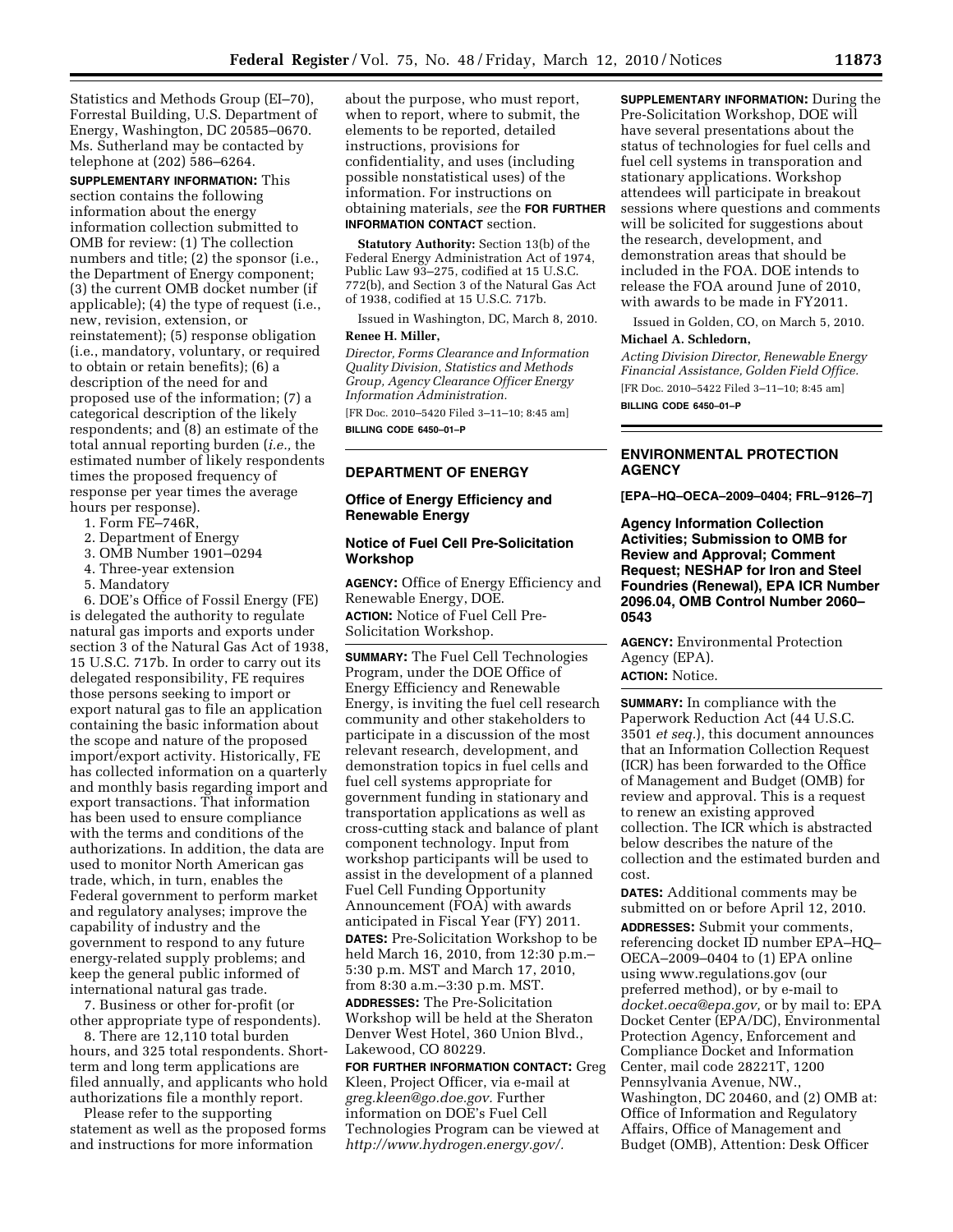Statistics and Methods Group (EI–70), Forrestal Building, U.S. Department of Energy, Washington, DC 20585–0670. Ms. Sutherland may be contacted by telephone at (202) 586–6264.

**SUPPLEMENTARY INFORMATION:** This section contains the following information about the energy information collection submitted to OMB for review: (1) The collection numbers and title; (2) the sponsor (i.e., the Department of Energy component; (3) the current OMB docket number (if applicable); (4) the type of request (i.e., new, revision, extension, or reinstatement); (5) response obligation (i.e., mandatory, voluntary, or required to obtain or retain benefits); (6) a description of the need for and proposed use of the information; (7) a categorical description of the likely respondents; and (8) an estimate of the total annual reporting burden (*i.e.,* the estimated number of likely respondents times the proposed frequency of response per year times the average hours per response).

1. Form FE–746R,
2. Department of Energy
3. OMB Number 1901–0294
4. Three-year extension
5. Mandatory

6. DOE's Office of Fossil Energy (FE) is delegated the authority to regulate natural gas imports and exports under section 3 of the Natural Gas Act of 1938, 15 U.S.C. 717b. In order to carry out its delegated responsibility, FE requires those persons seeking to import or export natural gas to file an application containing the basic information about the scope and nature of the proposed import/export activity. Historically, FE has collected information on a quarterly and monthly basis regarding import and export transactions. That information has been used to ensure compliance with the terms and conditions of the authorizations. In addition, the data are used to monitor North American gas trade, which, in turn, enables the Federal government to perform market and regulatory analyses; improve the capability of industry and the government to respond to any future energy-related supply problems; and keep the general public informed of international natural gas trade.

7. Business or other for-profit (or other appropriate type of respondents).

8. There are 12,110 total burden hours, and 325 total respondents. Short-term and long term applications are filed annually, and applicants who hold authorizations file a monthly report.

Please refer to the supporting statement as well as the proposed forms and instructions for more information about the purpose, who must report, when to report, where to submit, the elements to be reported, detailed instructions, provisions for confidentiality, and uses (including possible nonstatistical uses) of the information. For instructions on obtaining materials, *see* the **FOR FURTHER INFORMATION CONTACT** section.

**Statutory Authority:** Section 13(b) of the Federal Energy Administration Act of 1974, Public Law 93–275, codified at 15 U.S.C. 772(b), and Section 3 of the Natural Gas Act of 1938, codified at 15 U.S.C. 717b.

Issued in Washington, DC, March 8, 2010.

**Renee H. Miller,**

*Director, Forms Clearance and Information Quality Division, Statistics and Methods Group, Agency Clearance Officer Energy Information Administration.*

[FR Doc. 2010–5420 Filed 3–11–10; 8:45 am]

**BILLING CODE 6450–01–P**

## DEPARTMENT OF ENERGY

### Office of Energy Efficiency and Renewable Energy

### Notice of Fuel Cell Pre-Solicitation Workshop

**AGENCY:** Office of Energy Efficiency and Renewable Energy, DOE.

**ACTION:** Notice of Fuel Cell Pre-Solicitation Workshop.

**SUMMARY:** The Fuel Cell Technologies Program, under the DOE Office of Energy Efficiency and Renewable Energy, is inviting the fuel cell research community and other stakeholders to participate in a discussion of the most relevant research, development, and demonstration topics in fuel cells and fuel cell systems appropriate for government funding in stationary and transportation applications as well as cross-cutting stack and balance of plant component technology. Input from workshop participants will be used to assist in the development of a planned Fuel Cell Funding Opportunity Announcement (FOA) with awards anticipated in Fiscal Year (FY) 2011.

**DATES:** Pre-Solicitation Workshop to be held March 16, 2010, from 12:30 p.m.–5:30 p.m. MST and March 17, 2010, from 8:30 a.m.–3:30 p.m. MST.

**ADDRESSES:** The Pre-Solicitation Workshop will be held at the Sheraton Denver West Hotel, 360 Union Blvd., Lakewood, CO 80229.

**FOR FURTHER INFORMATION CONTACT:** Greg Kleen, Project Officer, via e-mail at *greg.kleen@go.doe.gov.* Further information on DOE's Fuel Cell Technologies Program can be viewed at *http://www.hydrogen.energy.gov/.*

**SUPPLEMENTARY INFORMATION:** During the Pre-Solicitation Workshop, DOE will have several presentations about the status of technologies for fuel cells and fuel cell systems in transporation and stationary applications. Workshop attendees will participate in breakout sessions where questions and comments will be solicited for suggestions about the research, development, and demonstration areas that should be included in the FOA. DOE intends to release the FOA around June of 2010, with awards to be made in FY2011.

Issued in Golden, CO, on March 5, 2010.

**Michael A. Schledorn,**

*Acting Division Director, Renewable Energy Financial Assistance, Golden Field Office.*

[FR Doc. 2010–5422 Filed 3–11–10; 8:45 am]

**BILLING CODE 6450–01–P**

## ENVIRONMENTAL PROTECTION AGENCY

**[EPA–HQ–OECA–2009–0404; FRL–9126–7]**

### Agency Information Collection Activities; Submission to OMB for Review and Approval; Comment Request; NESHAP for Iron and Steel Foundries (Renewal), EPA ICR Number 2096.04, OMB Control Number 2060–0543

**AGENCY:** Environmental Protection Agency (EPA).

**ACTION:** Notice.

**SUMMARY:** In compliance with the Paperwork Reduction Act (44 U.S.C. 3501 *et seq.*), this document announces that an Information Collection Request (ICR) has been forwarded to the Office of Management and Budget (OMB) for review and approval. This is a request to renew an existing approved collection. The ICR which is abstracted below describes the nature of the collection and the estimated burden and cost.

**DATES:** Additional comments may be submitted on or before April 12, 2010.

**ADDRESSES:** Submit your comments, referencing docket ID number EPA–HQ–OECA–2009–0404 to (1) EPA online using www.regulations.gov (our preferred method), or by e-mail to *docket.oeca@epa.gov,* or by mail to: EPA Docket Center (EPA/DC), Environmental Protection Agency, Enforcement and Compliance Docket and Information Center, mail code 28221T, 1200 Pennsylvania Avenue, NW., Washington, DC 20460, and (2) OMB at: Office of Information and Regulatory Affairs, Office of Management and Budget (OMB), Attention: Desk Officer